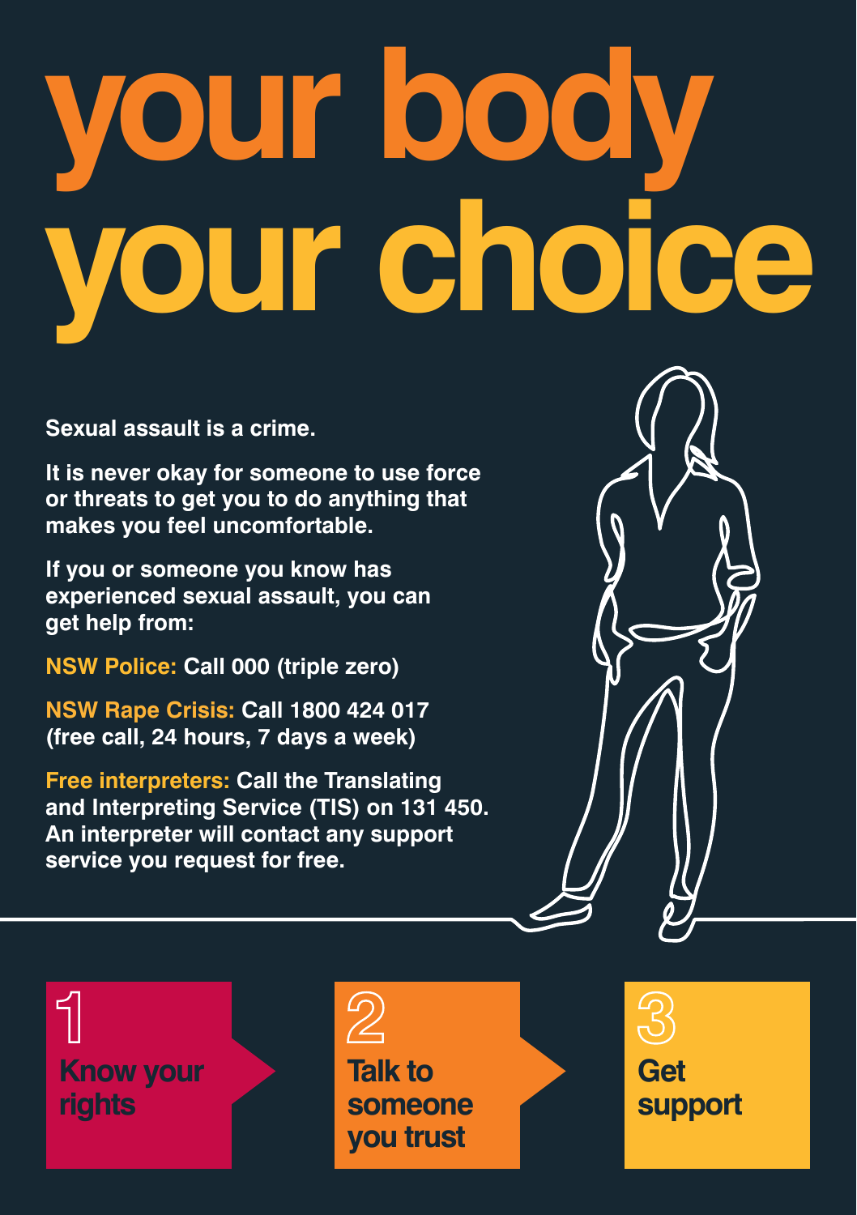# your body your choice

**Sexual assault is a crime.**

**It is never okay for someone to use force or threats to get you to do anything that makes you feel uncomfortable.**

**If you or someone you know has experienced sexual assault, you can get help from:**

**NSW Police:** Call 000 (triple zero)

**NSW Rape Crisis:** Call 1800 424 017 (free call, 24 hours, 7 days a week)

**Free interpreters:** Call the Translating and Interpreting Service (TIS) on 131 450. An interpreter will contact any support service you request for free.

1. **Know your rights**
2. **Talk to someone you trust**
3. **Get support**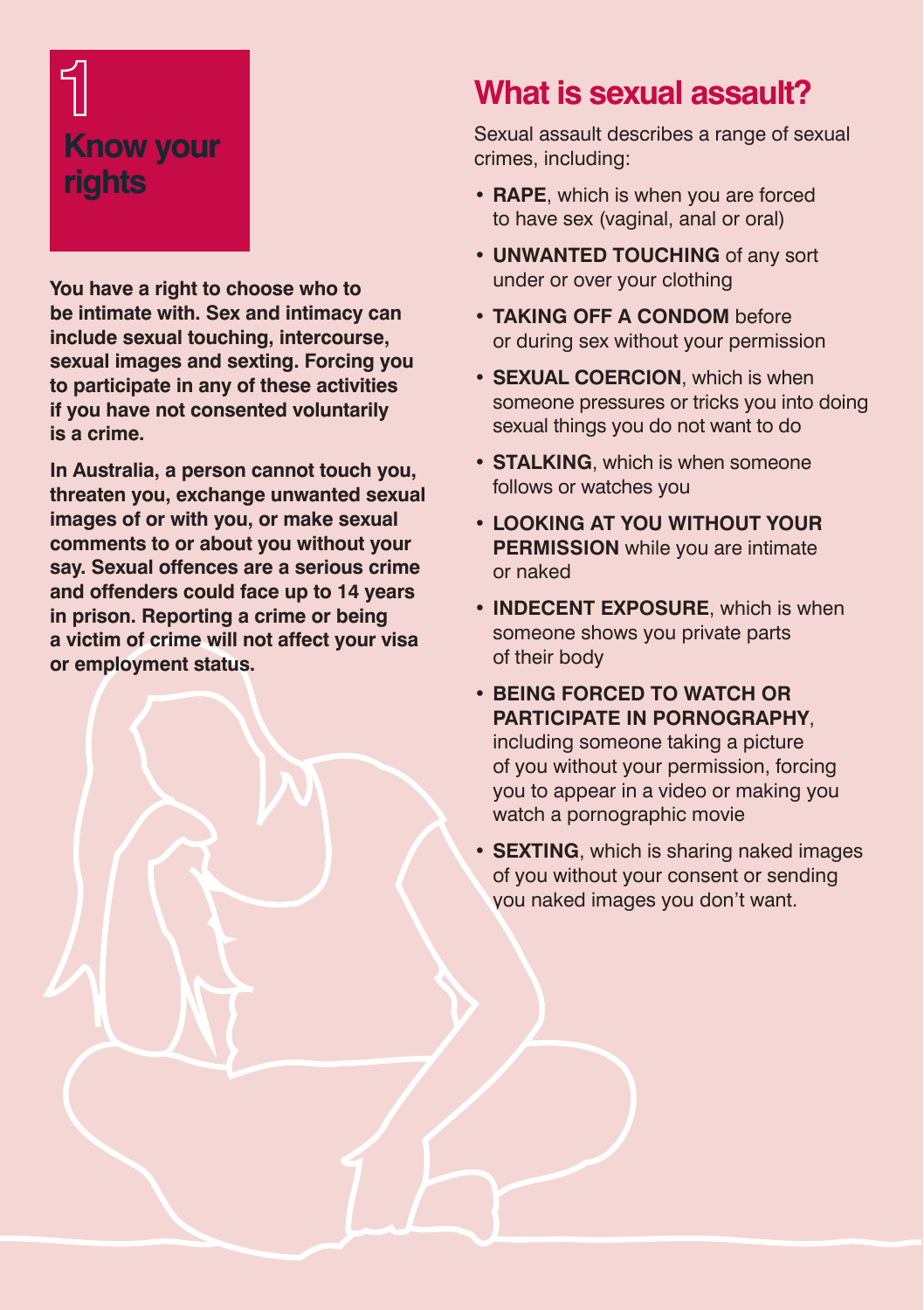# 1 Know your rights

**You have a right to choose who to be intimate with. Sex and intimacy can include sexual touching, intercourse, sexual images and sexting. Forcing you to participate in any of these activities if you have not consented voluntarily is a crime.**

**In Australia, a person cannot touch you, threaten you, exchange unwanted sexual images of or with you, or make sexual comments to or about you without your say. Sexual offences are a serious crime and offenders could face up to 14 years in prison. Reporting a crime or being a victim of crime will not affect your visa or employment status.**

## What is sexual assault?

Sexual assault describes a range of sexual crimes, including:

- **RAPE**, which is when you are forced to have sex (vaginal, anal or oral)
- **UNWANTED TOUCHING** of any sort under or over your clothing
- **TAKING OFF A CONDOM** before or during sex without your permission
- **SEXUAL COERCION**, which is when someone pressures or tricks you into doing sexual things you do not want to do
- **STALKING**, which is when someone follows or watches you
- **LOOKING AT YOU WITHOUT YOUR PERMISSION** while you are intimate or naked
- **INDECENT EXPOSURE**, which is when someone shows you private parts of their body
- **BEING FORCED TO WATCH OR PARTICIPATE IN PORNOGRAPHY**, including someone taking a picture of you without your permission, forcing you to appear in a video or making you watch a pornographic movie
- **SEXTING**, which is sharing naked images of you without your consent or sending you naked images you don't want.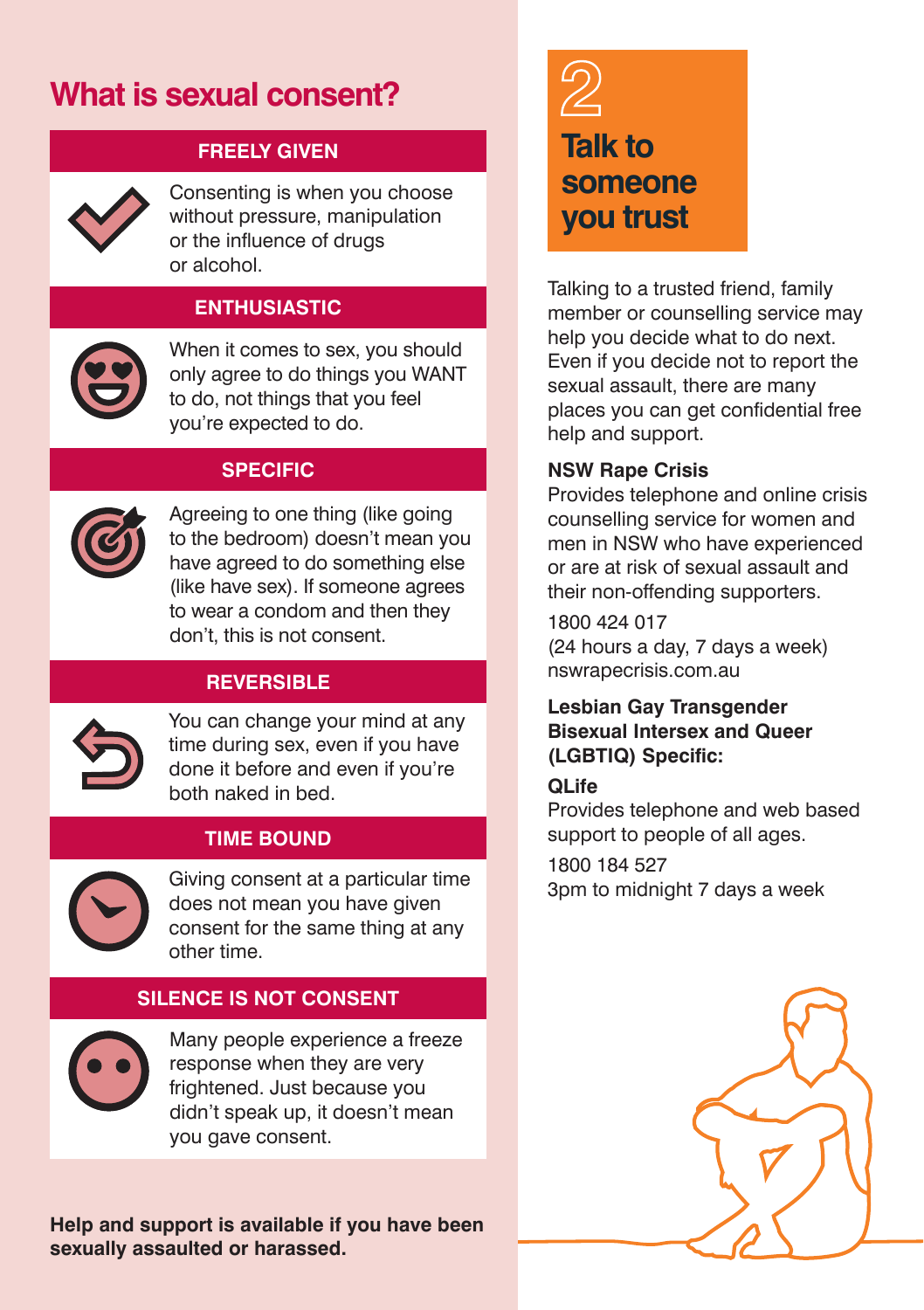# What is sexual consent?

### FREELY GIVEN

Consenting is when you choose without pressure, manipulation or the influence of drugs or alcohol.

### ENTHUSIASTIC

When it comes to sex, you should only agree to do things you WANT to do, not things that you feel you're expected to do.

### SPECIFIC

Agreeing to one thing (like going to the bedroom) doesn't mean you have agreed to do something else (like have sex). If someone agrees to wear a condom and then they don't, this is not consent.

### REVERSIBLE

You can change your mind at any time during sex, even if you have done it before and even if you're both naked in bed.

### TIME BOUND

Giving consent at a particular time does not mean you have given consent for the same thing at any other time.

### SILENCE IS NOT CONSENT

Many people experience a freeze response when they are very frightened. Just because you didn't speak up, it doesn't mean you gave consent.

**Help and support is available if you have been sexually assaulted or harassed.**

## 2 Talk to someone you trust

Talking to a trusted friend, family member or counselling service may help you decide what to do next. Even if you decide not to report the sexual assault, there are many places you can get confidential free help and support.

**NSW Rape Crisis**

Provides telephone and online crisis counselling service for women and men in NSW who have experienced or are at risk of sexual assault and their non-offending supporters.

1800 424 017
(24 hours a day, 7 days a week)
nswrapecrisis.com.au

**Lesbian Gay Transgender Bisexual Intersex and Queer (LGBTIQ) Specific:**

**QLife**

Provides telephone and web based support to people of all ages.

1800 184 527
3pm to midnight 7 days a week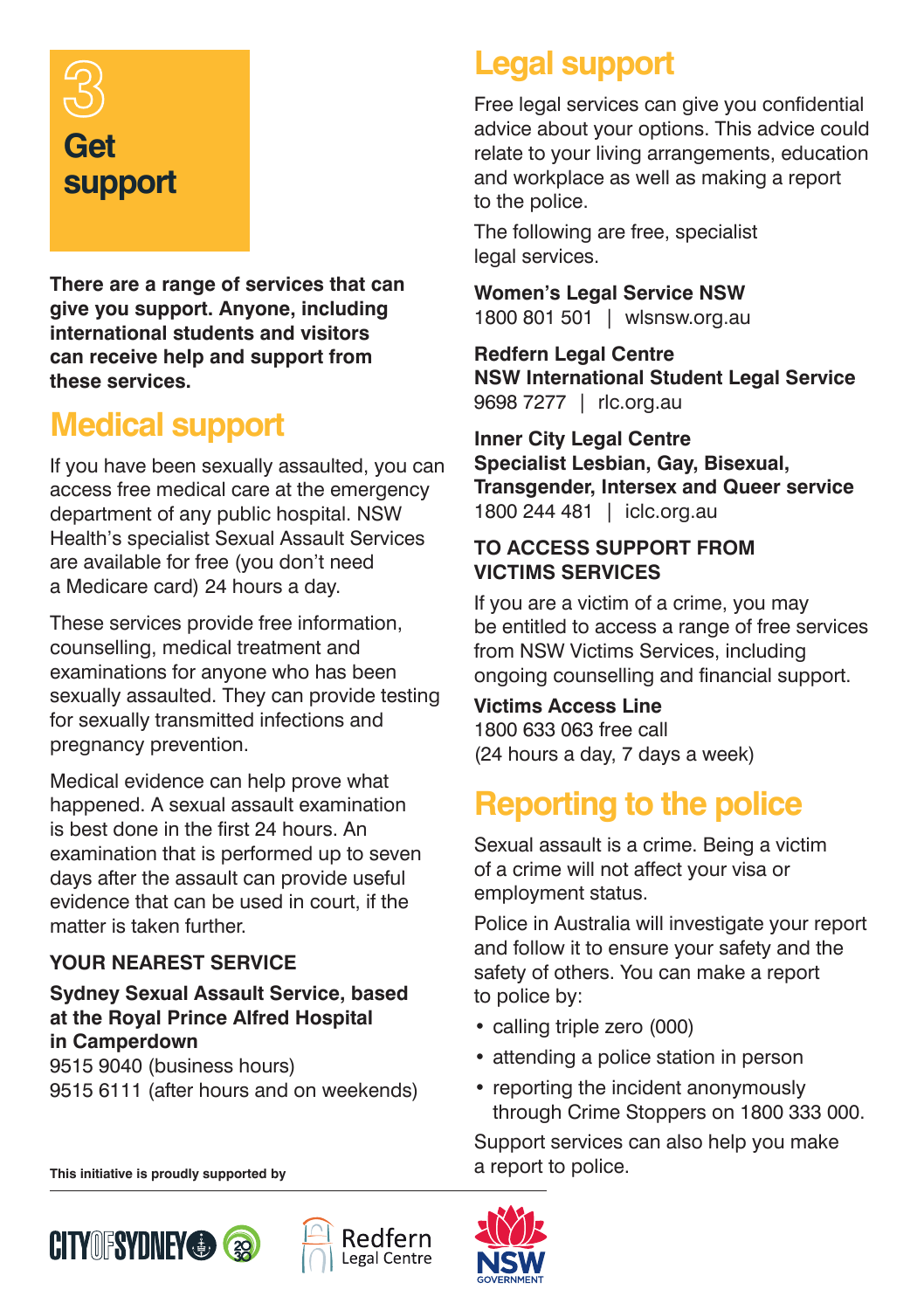# 3 Get support

**There are a range of services that can give you support. Anyone, including international students and visitors can receive help and support from these services.**

## Medical support

If you have been sexually assaulted, you can access free medical care at the emergency department of any public hospital. NSW Health's specialist Sexual Assault Services are available for free (you don't need a Medicare card) 24 hours a day.

These services provide free information, counselling, medical treatment and examinations for anyone who has been sexually assaulted. They can provide testing for sexually transmitted infections and pregnancy prevention.

Medical evidence can help prove what happened. A sexual assault examination is best done in the first 24 hours. An examination that is performed up to seven days after the assault can provide useful evidence that can be used in court, if the matter is taken further.

### YOUR NEAREST SERVICE

**Sydney Sexual Assault Service, based at the Royal Prince Alfred Hospital in Camperdown**
9515 9040 (business hours)
9515 6111 (after hours and on weekends)

## Legal support

Free legal services can give you confidential advice about your options. This advice could relate to your living arrangements, education and workplace as well as making a report to the police.

The following are free, specialist legal services.

**Women's Legal Service NSW**
1800 801 501 | wlsnsw.org.au

**Redfern Legal Centre**
**NSW International Student Legal Service**
9698 7277 | rlc.org.au

**Inner City Legal Centre**
**Specialist Lesbian, Gay, Bisexual, Transgender, Intersex and Queer service**
1800 244 481 | iclc.org.au

### TO ACCESS SUPPORT FROM VICTIMS SERVICES

If you are a victim of a crime, you may be entitled to access a range of free services from NSW Victims Services, including ongoing counselling and financial support.

**Victims Access Line**
1800 633 063 free call
(24 hours a day, 7 days a week)

## Reporting to the police

Sexual assault is a crime. Being a victim of a crime will not affect your visa or employment status.

Police in Australia will investigate your report and follow it to ensure your safety and the safety of others. You can make a report to police by:

- calling triple zero (000)
- attending a police station in person
- reporting the incident anonymously through Crime Stoppers on 1800 333 000.

Support services can also help you make a report to police.

**This initiative is proudly supported by**

CITY OF SYDNEY | Redfern Legal Centre | NSW GOVERNMENT